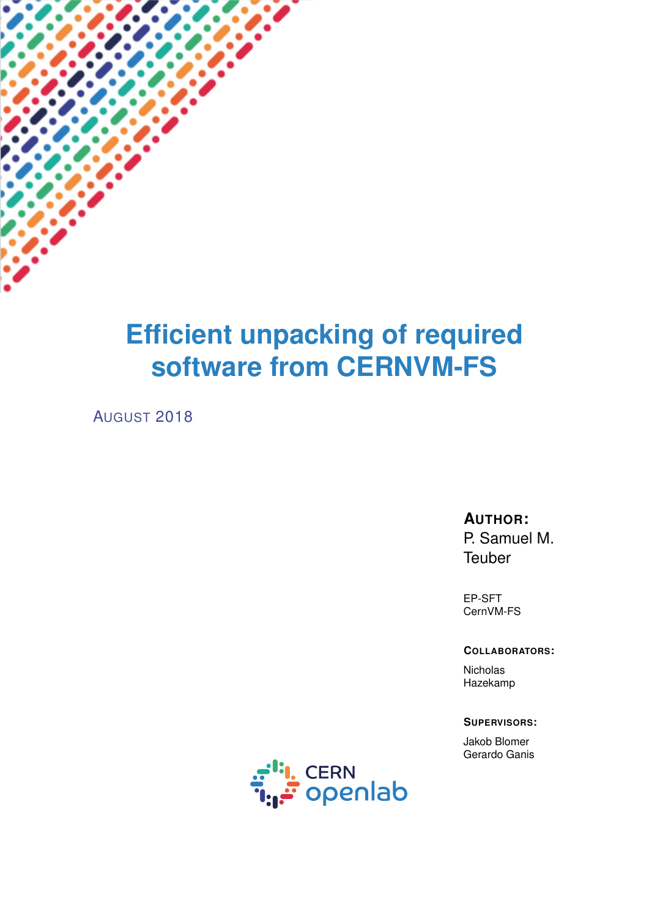# Efficient unpacking of required software from CERNVM-FS

AUGUST 2018

**AUTHOR:**
P. Samuel M. Teuber

EP-SFT
CernVM-FS

**COLLABORATORS:**

Nicholas Hazekamp

**SUPERVISORS:**

Jakob Blomer
Gerardo Ganis

CERN openlab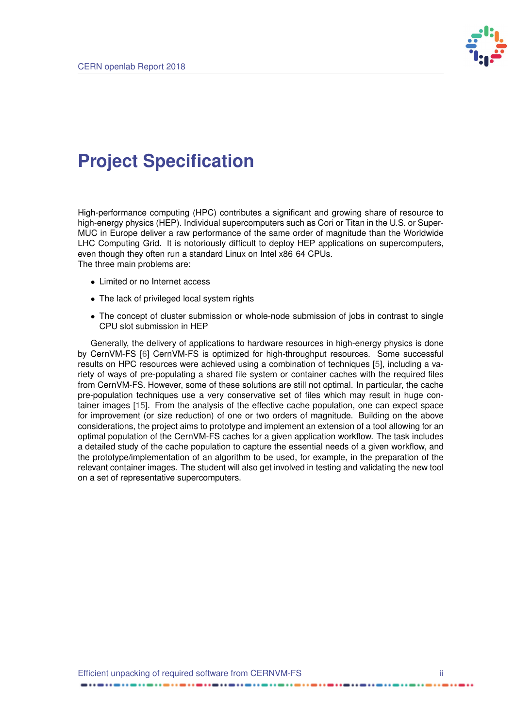# Project Specification

High-performance computing (HPC) contributes a significant and growing share of resource to high-energy physics (HEP). Individual supercomputers such as Cori or Titan in the U.S. or SuperMUC in Europe deliver a raw performance of the same order of magnitude than the Worldwide LHC Computing Grid. It is notoriously difficult to deploy HEP applications on supercomputers, even though they often run a standard Linux on Intel x86_64 CPUs.
The three main problems are:

- Limited or no Internet access
- The lack of privileged local system rights
- The concept of cluster submission or whole-node submission of jobs in contrast to single CPU slot submission in HEP

Generally, the delivery of applications to hardware resources in high-energy physics is done by CernVM-FS [6] CernVM-FS is optimized for high-throughput resources. Some successful results on HPC resources were achieved using a combination of techniques [5], including a variety of ways of pre-populating a shared file system or container caches with the required files from CernVM-FS. However, some of these solutions are still not optimal. In particular, the cache pre-population techniques use a very conservative set of files which may result in huge container images [15]. From the analysis of the effective cache population, one can expect space for improvement (or size reduction) of one or two orders of magnitude. Building on the above considerations, the project aims to prototype and implement an extension of a tool allowing for an optimal population of the CernVM-FS caches for a given application workflow. The task includes a detailed study of the cache population to capture the essential needs of a given workflow, and the prototype/implementation of an algorithm to be used, for example, in the preparation of the relevant container images. The student will also get involved in testing and validating the new tool on a set of representative supercomputers.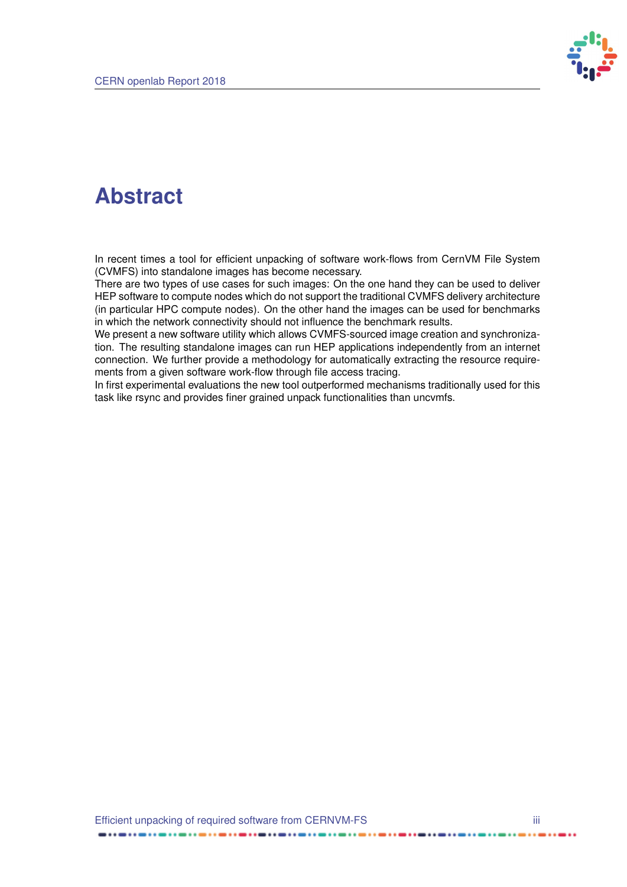# Abstract

In recent times a tool for efficient unpacking of software work-flows from CernVM File System (CVMFS) into standalone images has become necessary.
There are two types of use cases for such images: On the one hand they can be used to deliver HEP software to compute nodes which do not support the traditional CVMFS delivery architecture (in particular HPC compute nodes). On the other hand the images can be used for benchmarks in which the network connectivity should not influence the benchmark results.
We present a new software utility which allows CVMFS-sourced image creation and synchronization. The resulting standalone images can run HEP applications independently from an internet connection. We further provide a methodology for automatically extracting the resource requirements from a given software work-flow through file access tracing.
In first experimental evaluations the new tool outperformed mechanisms traditionally used for this task like rsync and provides finer grained unpack functionalities than uncvmfs.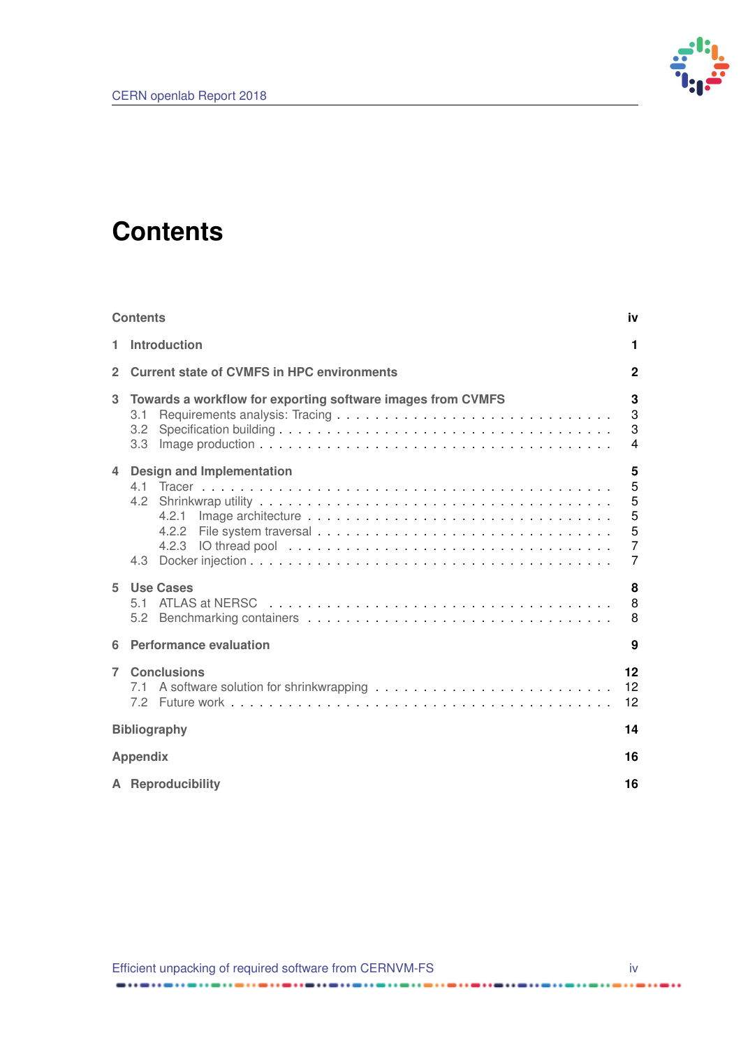# Contents

**Contents** **iv**

**1 Introduction** **1**

**2 Current state of CVMFS in HPC environments** **2**

**3 Towards a workflow for exporting software images from CVMFS** **3**
- 3.1 Requirements analysis: Tracing . . . . . . . . . . . . . . . . . . . . . . . . . . . . . . 3
- 3.2 Specification building . . . . . . . . . . . . . . . . . . . . . . . . . . . . . . . . . . . 3
- 3.3 Image production . . . . . . . . . . . . . . . . . . . . . . . . . . . . . . . . . . . . . 4

**4 Design and Implementation** **5**
- 4.1 Tracer . . . . . . . . . . . . . . . . . . . . . . . . . . . . . . . . . . . . . . . . . . . 5
- 4.2 Shrinkwrap utility . . . . . . . . . . . . . . . . . . . . . . . . . . . . . . . . . . . . 5
  - 4.2.1 Image architecture . . . . . . . . . . . . . . . . . . . . . . . . . . . . . . . . 5
  - 4.2.2 File system traversal . . . . . . . . . . . . . . . . . . . . . . . . . . . . . . 5
  - 4.2.3 IO thread pool . . . . . . . . . . . . . . . . . . . . . . . . . . . . . . . . . 7
- 4.3 Docker injection . . . . . . . . . . . . . . . . . . . . . . . . . . . . . . . . . . . . . 7

**5 Use Cases** **8**
- 5.1 ATLAS at NERSC . . . . . . . . . . . . . . . . . . . . . . . . . . . . . . . . . . . . 8
- 5.2 Benchmarking containers . . . . . . . . . . . . . . . . . . . . . . . . . . . . . . . . 8

**6 Performance evaluation** **9**

**7 Conclusions** **12**
- 7.1 A software solution for shrinkwrapping . . . . . . . . . . . . . . . . . . . . . . . . . 12
- 7.2 Future work . . . . . . . . . . . . . . . . . . . . . . . . . . . . . . . . . . . . . . . . 12

**Bibliography** **14**

**Appendix** **16**

**A Reproducibility** **16**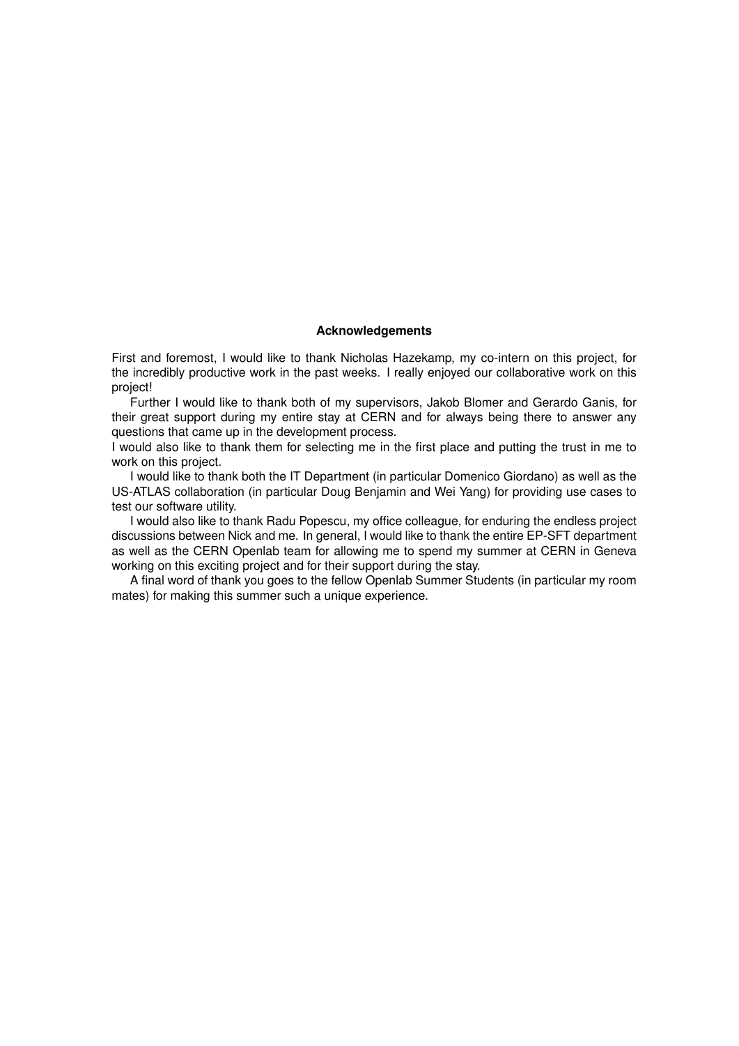**Acknowledgements**

First and foremost, I would like to thank Nicholas Hazekamp, my co-intern on this project, for the incredibly productive work in the past weeks. I really enjoyed our collaborative work on this project!

Further I would like to thank both of my supervisors, Jakob Blomer and Gerardo Ganis, for their great support during my entire stay at CERN and for always being there to answer any questions that came up in the development process.
I would also like to thank them for selecting me in the first place and putting the trust in me to work on this project.

I would like to thank both the IT Department (in particular Domenico Giordano) as well as the US-ATLAS collaboration (in particular Doug Benjamin and Wei Yang) for providing use cases to test our software utility.

I would also like to thank Radu Popescu, my office colleague, for enduring the endless project discussions between Nick and me. In general, I would like to thank the entire EP-SFT department as well as the CERN Openlab team for allowing me to spend my summer at CERN in Geneva working on this exciting project and for their support during the stay.

A final word of thank you goes to the fellow Openlab Summer Students (in particular my room mates) for making this summer such a unique experience.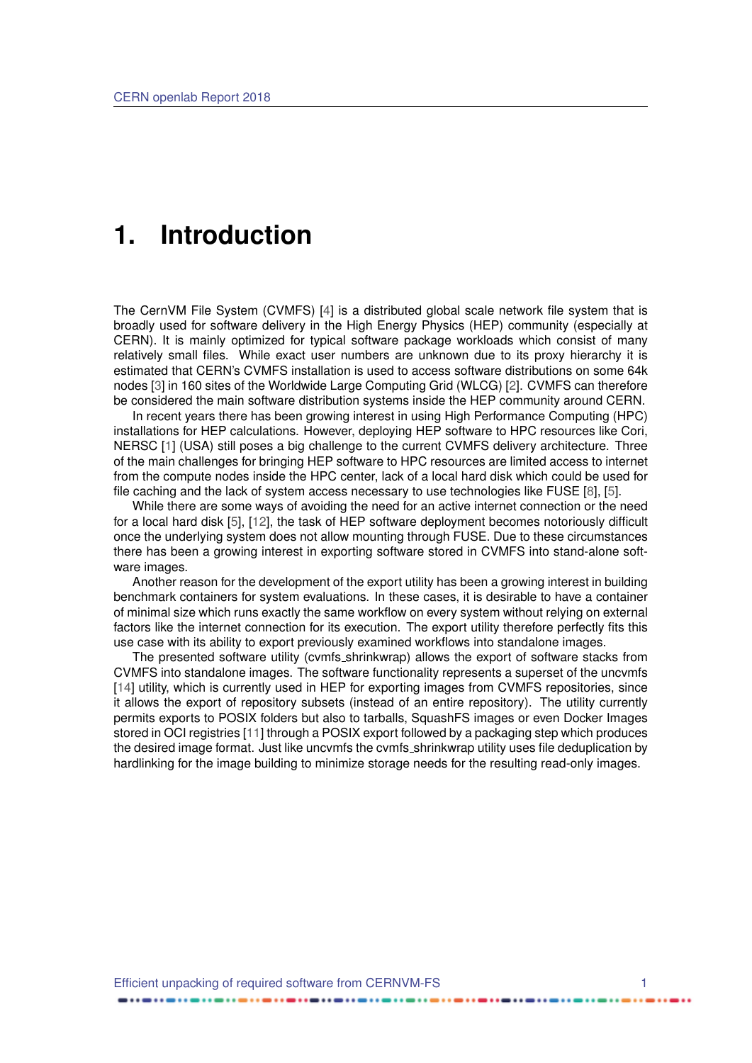# 1. Introduction

The CernVM File System (CVMFS) [4] is a distributed global scale network file system that is broadly used for software delivery in the High Energy Physics (HEP) community (especially at CERN). It is mainly optimized for typical software package workloads which consist of many relatively small files. While exact user numbers are unknown due to its proxy hierarchy it is estimated that CERN's CVMFS installation is used to access software distributions on some 64k nodes [3] in 160 sites of the Worldwide Large Computing Grid (WLCG) [2]. CVMFS can therefore be considered the main software distribution systems inside the HEP community around CERN.

In recent years there has been growing interest in using High Performance Computing (HPC) installations for HEP calculations. However, deploying HEP software to HPC resources like Cori, NERSC [1] (USA) still poses a big challenge to the current CVMFS delivery architecture. Three of the main challenges for bringing HEP software to HPC resources are limited access to internet from the compute nodes inside the HPC center, lack of a local hard disk which could be used for file caching and the lack of system access necessary to use technologies like FUSE [8], [5].

While there are some ways of avoiding the need for an active internet connection or the need for a local hard disk [5], [12], the task of HEP software deployment becomes notoriously difficult once the underlying system does not allow mounting through FUSE. Due to these circumstances there has been a growing interest in exporting software stored in CVMFS into stand-alone software images.

Another reason for the development of the export utility has been a growing interest in building benchmark containers for system evaluations. In these cases, it is desirable to have a container of minimal size which runs exactly the same workflow on every system without relying on external factors like the internet connection for its execution. The export utility therefore perfectly fits this use case with its ability to export previously examined workflows into standalone images.

The presented software utility (cvmfs_shrinkwrap) allows the export of software stacks from CVMFS into standalone images. The software functionality represents a superset of the uncvmfs [14] utility, which is currently used in HEP for exporting images from CVMFS repositories, since it allows the export of repository subsets (instead of an entire repository). The utility currently permits exports to POSIX folders but also to tarballs, SquashFS images or even Docker Images stored in OCI registries [11] through a POSIX export followed by a packaging step which produces the desired image format. Just like uncvmfs the cvmfs_shrinkwrap utility uses file deduplication by hardlinking for the image building to minimize storage needs for the resulting read-only images.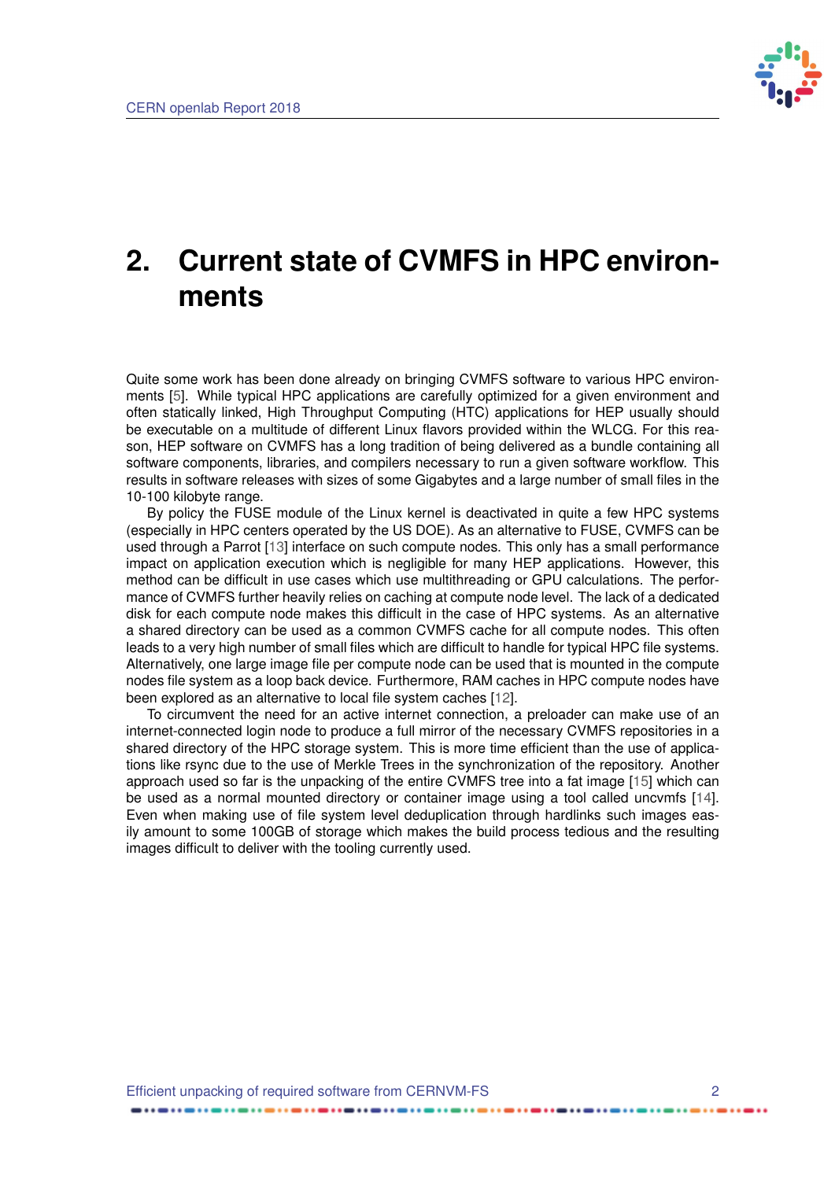# 2. Current state of CVMFS in HPC environments

Quite some work has been done already on bringing CVMFS software to various HPC environments [5]. While typical HPC applications are carefully optimized for a given environment and often statically linked, High Throughput Computing (HTC) applications for HEP usually should be executable on a multitude of different Linux flavors provided within the WLCG. For this reason, HEP software on CVMFS has a long tradition of being delivered as a bundle containing all software components, libraries, and compilers necessary to run a given software workflow. This results in software releases with sizes of some Gigabytes and a large number of small files in the 10-100 kilobyte range.

By policy the FUSE module of the Linux kernel is deactivated in quite a few HPC systems (especially in HPC centers operated by the US DOE). As an alternative to FUSE, CVMFS can be used through a Parrot [13] interface on such compute nodes. This only has a small performance impact on application execution which is negligible for many HEP applications. However, this method can be difficult in use cases which use multithreading or GPU calculations. The performance of CVMFS further heavily relies on caching at compute node level. The lack of a dedicated disk for each compute node makes this difficult in the case of HPC systems. As an alternative a shared directory can be used as a common CVMFS cache for all compute nodes. This often leads to a very high number of small files which are difficult to handle for typical HPC file systems. Alternatively, one large image file per compute node can be used that is mounted in the compute nodes file system as a loop back device. Furthermore, RAM caches in HPC compute nodes have been explored as an alternative to local file system caches [12].

To circumvent the need for an active internet connection, a preloader can make use of an internet-connected login node to produce a full mirror of the necessary CVMFS repositories in a shared directory of the HPC storage system. This is more time efficient than the use of applications like rsync due to the use of Merkle Trees in the synchronization of the repository. Another approach used so far is the unpacking of the entire CVMFS tree into a fat image [15] which can be used as a normal mounted directory or container image using a tool called uncvmfs [14]. Even when making use of file system level deduplication through hardlinks such images easily amount to some 100GB of storage which makes the build process tedious and the resulting images difficult to deliver with the tooling currently used.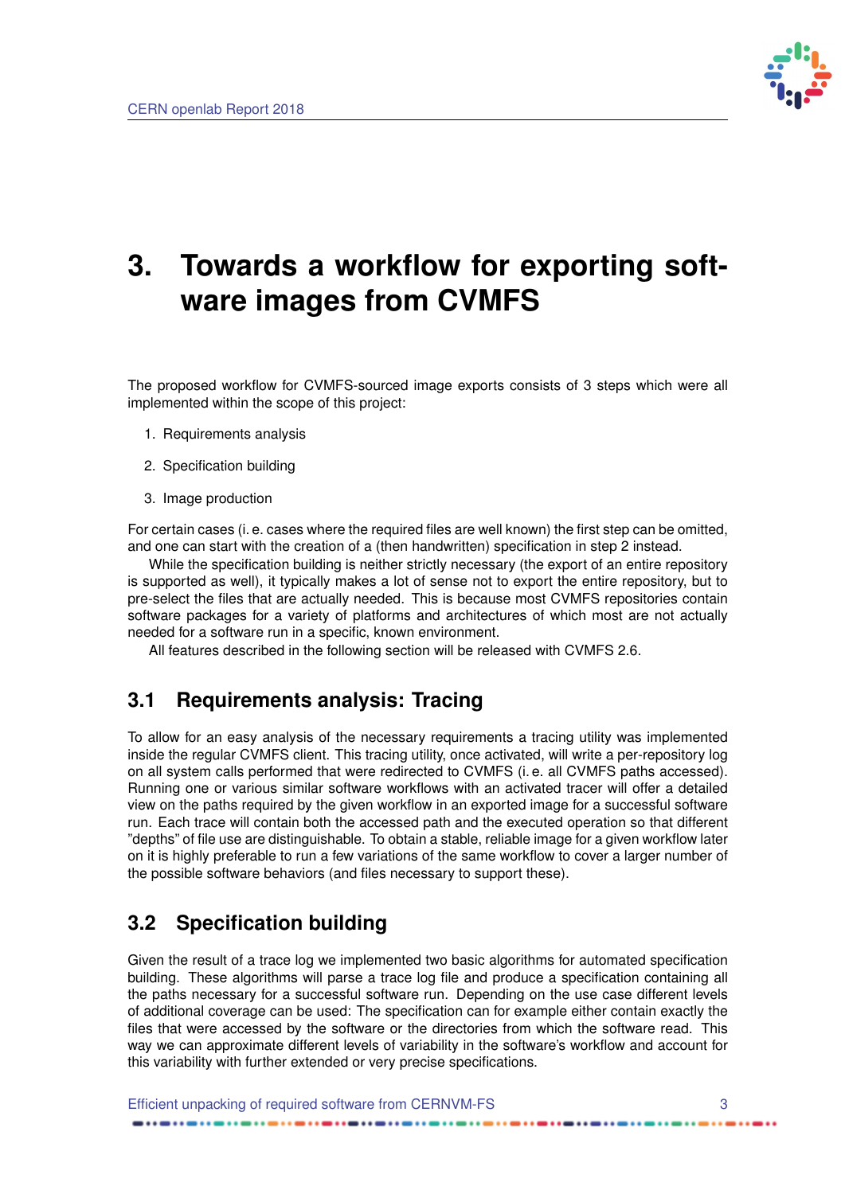# 3. Towards a workflow for exporting software images from CVMFS

The proposed workflow for CVMFS-sourced image exports consists of 3 steps which were all implemented within the scope of this project:

1. Requirements analysis
2. Specification building
3. Image production

For certain cases (i. e. cases where the required files are well known) the first step can be omitted, and one can start with the creation of a (then handwritten) specification in step 2 instead.

While the specification building is neither strictly necessary (the export of an entire repository is supported as well), it typically makes a lot of sense not to export the entire repository, but to pre-select the files that are actually needed. This is because most CVMFS repositories contain software packages for a variety of platforms and architectures of which most are not actually needed for a software run in a specific, known environment.

All features described in the following section will be released with CVMFS 2.6.

## 3.1 Requirements analysis: Tracing

To allow for an easy analysis of the necessary requirements a tracing utility was implemented inside the regular CVMFS client. This tracing utility, once activated, will write a per-repository log on all system calls performed that were redirected to CVMFS (i. e. all CVMFS paths accessed). Running one or various similar software workflows with an activated tracer will offer a detailed view on the paths required by the given workflow in an exported image for a successful software run. Each trace will contain both the accessed path and the executed operation so that different "depths" of file use are distinguishable. To obtain a stable, reliable image for a given workflow later on it is highly preferable to run a few variations of the same workflow to cover a larger number of the possible software behaviors (and files necessary to support these).

## 3.2 Specification building

Given the result of a trace log we implemented two basic algorithms for automated specification building. These algorithms will parse a trace log file and produce a specification containing all the paths necessary for a successful software run. Depending on the use case different levels of additional coverage can be used: The specification can for example either contain exactly the files that were accessed by the software or the directories from which the software read. This way we can approximate different levels of variability in the software's workflow and account for this variability with further extended or very precise specifications.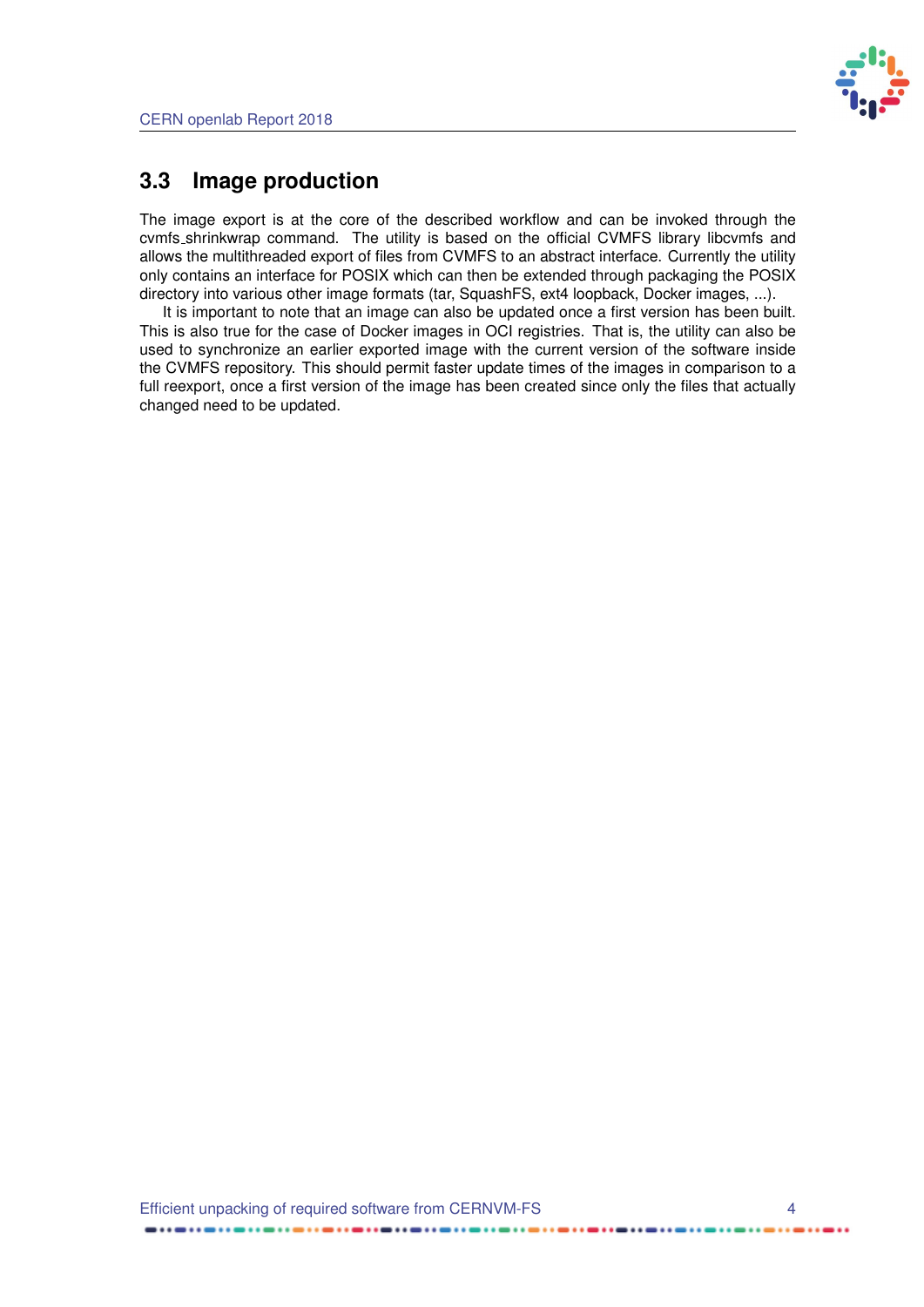## 3.3 Image production

The image export is at the core of the described workflow and can be invoked through the cvmfs_shrinkwrap command. The utility is based on the official CVMFS library libcvmfs and allows the multithreaded export of files from CVMFS to an abstract interface. Currently the utility only contains an interface for POSIX which can then be extended through packaging the POSIX directory into various other image formats (tar, SquashFS, ext4 loopback, Docker images, ...).

It is important to note that an image can also be updated once a first version has been built. This is also true for the case of Docker images in OCI registries. That is, the utility can also be used to synchronize an earlier exported image with the current version of the software inside the CVMFS repository. This should permit faster update times of the images in comparison to a full reexport, once a first version of the image has been created since only the files that actually changed need to be updated.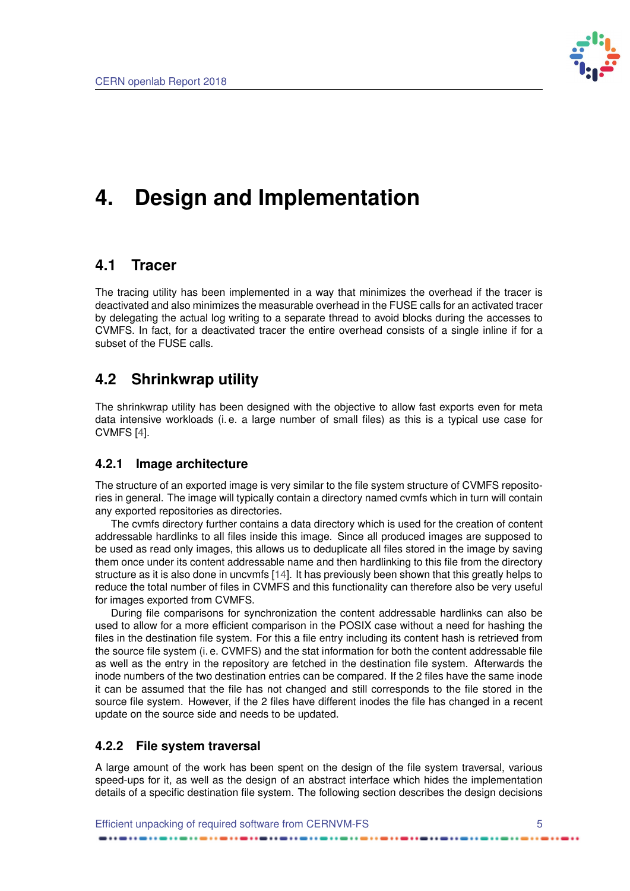# 4. Design and Implementation

## 4.1 Tracer

The tracing utility has been implemented in a way that minimizes the overhead if the tracer is deactivated and also minimizes the measurable overhead in the FUSE calls for an activated tracer by delegating the actual log writing to a separate thread to avoid blocks during the accesses to CVMFS. In fact, for a deactivated tracer the entire overhead consists of a single inline if for a subset of the FUSE calls.

## 4.2 Shrinkwrap utility

The shrinkwrap utility has been designed with the objective to allow fast exports even for meta data intensive workloads (i. e. a large number of small files) as this is a typical use case for CVMFS [4].

### 4.2.1 Image architecture

The structure of an exported image is very similar to the file system structure of CVMFS repositories in general. The image will typically contain a directory named cvmfs which in turn will contain any exported repositories as directories.

The cvmfs directory further contains a data directory which is used for the creation of content addressable hardlinks to all files inside this image. Since all produced images are supposed to be used as read only images, this allows us to deduplicate all files stored in the image by saving them once under its content addressable name and then hardlinking to this file from the directory structure as it is also done in uncvmfs [14]. It has previously been shown that this greatly helps to reduce the total number of files in CVMFS and this functionality can therefore also be very useful for images exported from CVMFS.

During file comparisons for synchronization the content addressable hardlinks can also be used to allow for a more efficient comparison in the POSIX case without a need for hashing the files in the destination file system. For this a file entry including its content hash is retrieved from the source file system (i. e. CVMFS) and the stat information for both the content addressable file as well as the entry in the repository are fetched in the destination file system. Afterwards the inode numbers of the two destination entries can be compared. If the 2 files have the same inode it can be assumed that the file has not changed and still corresponds to the file stored in the source file system. However, if the 2 files have different inodes the file has changed in a recent update on the source side and needs to be updated.

### 4.2.2 File system traversal

A large amount of the work has been spent on the design of the file system traversal, various speed-ups for it, as well as the design of an abstract interface which hides the implementation details of a specific destination file system. The following section describes the design decisions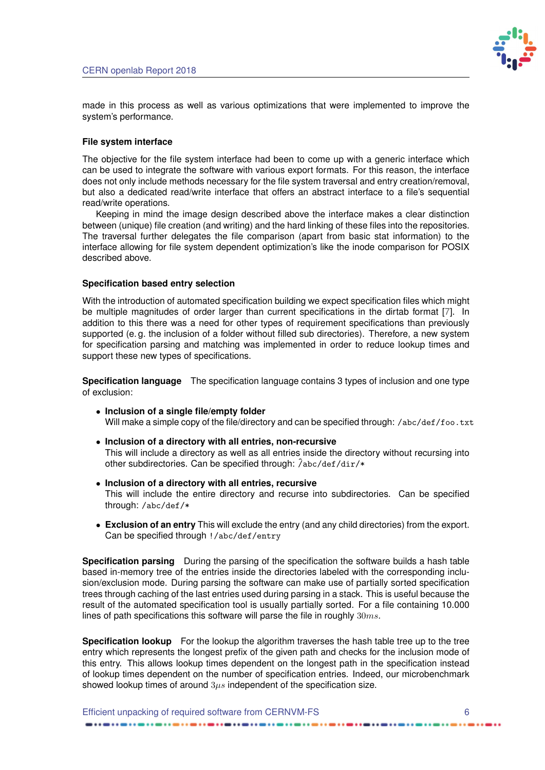made in this process as well as various optimizations that were implemented to improve the system's performance.

### File system interface

The objective for the file system interface had been to come up with a generic interface which can be used to integrate the software with various export formats. For this reason, the interface does not only include methods necessary for the file system traversal and entry creation/removal, but also a dedicated read/write interface that offers an abstract interface to a file's sequential read/write operations.

Keeping in mind the image design described above the interface makes a clear distinction between (unique) file creation (and writing) and the hard linking of these files into the repositories. The traversal further delegates the file comparison (apart from basic stat information) to the interface allowing for file system dependent optimization's like the inode comparison for POSIX described above.

### Specification based entry selection

With the introduction of automated specification building we expect specification files which might be multiple magnitudes of order larger than current specifications in the dirtab format [7]. In addition to this there was a need for other types of requirement specifications than previously supported (e. g. the inclusion of a folder without filled sub directories). Therefore, a new system for specification parsing and matching was implemented in order to reduce lookup times and support these new types of specifications.

**Specification language** The specification language contains 3 types of inclusion and one type of exclusion:

- **Inclusion of a single file/empty folder**
  Will make a simple copy of the file/directory and can be specified through: `/abc/def/foo.txt`
- **Inclusion of a directory with all entries, non-recursive**
  This will include a directory as well as all entries inside the directory without recursing into other subdirectories. Can be specified through: `^/abc/def/dir/*`
- **Inclusion of a directory with all entries, recursive**
  This will include the entire directory and recurse into subdirectories. Can be specified through: `/abc/def/*`
- **Exclusion of an entry** This will exclude the entry (and any child directories) from the export. Can be specified through `!/abc/def/entry`

**Specification parsing** During the parsing of the specification the software builds a hash table based in-memory tree of the entries inside the directories labeled with the corresponding inclusion/exclusion mode. During parsing the software can make use of partially sorted specification trees through caching of the last entries used during parsing in a stack. This is useful because the result of the automated specification tool is usually partially sorted. For a file containing 10.000 lines of path specifications this software will parse the file in roughly $30ms$.

**Specification lookup** For the lookup the algorithm traverses the hash table tree up to the tree entry which represents the longest prefix of the given path and checks for the inclusion mode of this entry. This allows lookup times dependent on the longest path in the specification instead of lookup times dependent on the number of specification entries. Indeed, our microbenchmark showed lookup times of around $3\mu s$ independent of the specification size.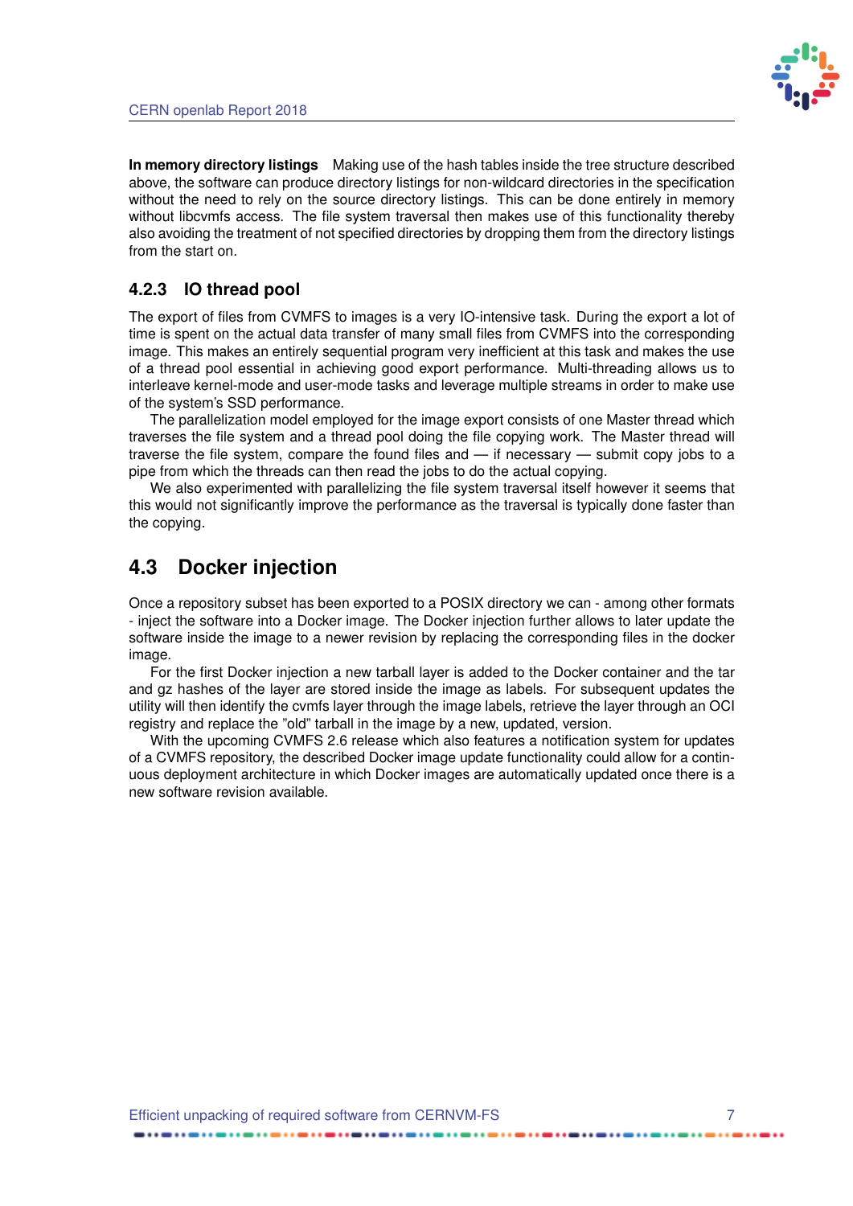**In memory directory listings** Making use of the hash tables inside the tree structure described above, the software can produce directory listings for non-wildcard directories in the specification without the need to rely on the source directory listings. This can be done entirely in memory without libcvmfs access. The file system traversal then makes use of this functionality thereby also avoiding the treatment of not specified directories by dropping them from the directory listings from the start on.

### 4.2.3 IO thread pool

The export of files from CVMFS to images is a very IO-intensive task. During the export a lot of time is spent on the actual data transfer of many small files from CVMFS into the corresponding image. This makes an entirely sequential program very inefficient at this task and makes the use of a thread pool essential in achieving good export performance. Multi-threading allows us to interleave kernel-mode and user-mode tasks and leverage multiple streams in order to make use of the system's SSD performance.

The parallelization model employed for the image export consists of one Master thread which traverses the file system and a thread pool doing the file copying work. The Master thread will traverse the file system, compare the found files and — if necessary — submit copy jobs to a pipe from which the threads can then read the jobs to do the actual copying.

We also experimented with parallelizing the file system traversal itself however it seems that this would not significantly improve the performance as the traversal is typically done faster than the copying.

## 4.3 Docker injection

Once a repository subset has been exported to a POSIX directory we can - among other formats - inject the software into a Docker image. The Docker injection further allows to later update the software inside the image to a newer revision by replacing the corresponding files in the docker image.

For the first Docker injection a new tarball layer is added to the Docker container and the tar and gz hashes of the layer are stored inside the image as labels. For subsequent updates the utility will then identify the cvmfs layer through the image labels, retrieve the layer through an OCI registry and replace the "old" tarball in the image by a new, updated, version.

With the upcoming CVMFS 2.6 release which also features a notification system for updates of a CVMFS repository, the described Docker image update functionality could allow for a continuous deployment architecture in which Docker images are automatically updated once there is a new software revision available.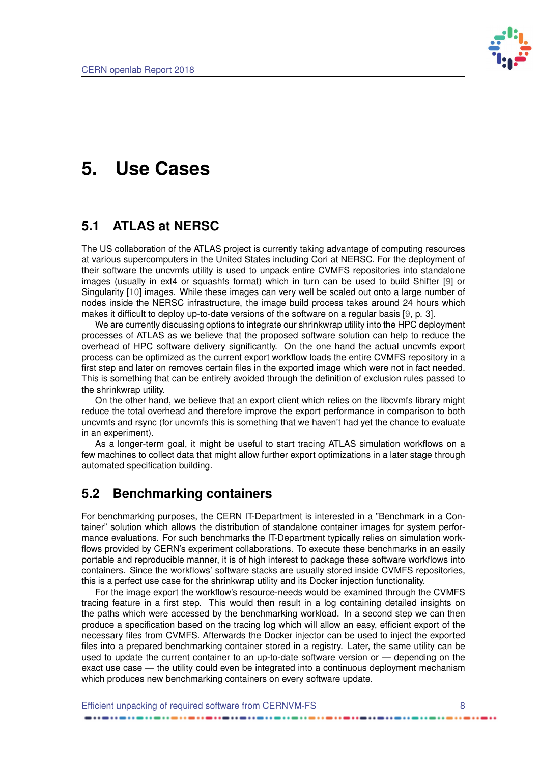# 5. Use Cases

## 5.1 ATLAS at NERSC

The US collaboration of the ATLAS project is currently taking advantage of computing resources at various supercomputers in the United States including Cori at NERSC. For the deployment of their software the uncvmfs utility is used to unpack entire CVMFS repositories into standalone images (usually in ext4 or squashfs format) which in turn can be used to build Shifter [9] or Singularity [10] images. While these images can very well be scaled out onto a large number of nodes inside the NERSC infrastructure, the image build process takes around 24 hours which makes it difficult to deploy up-to-date versions of the software on a regular basis [9, p. 3].

We are currently discussing options to integrate our shrinkwrap utility into the HPC deployment processes of ATLAS as we believe that the proposed software solution can help to reduce the overhead of HPC software delivery significantly. On the one hand the actual uncvmfs export process can be optimized as the current export workflow loads the entire CVMFS repository in a first step and later on removes certain files in the exported image which were not in fact needed. This is something that can be entirely avoided through the definition of exclusion rules passed to the shrinkwrap utility.

On the other hand, we believe that an export client which relies on the libcvmfs library might reduce the total overhead and therefore improve the export performance in comparison to both uncvmfs and rsync (for uncvmfs this is something that we haven't had yet the chance to evaluate in an experiment).

As a longer-term goal, it might be useful to start tracing ATLAS simulation workflows on a few machines to collect data that might allow further export optimizations in a later stage through automated specification building.

## 5.2 Benchmarking containers

For benchmarking purposes, the CERN IT-Department is interested in a "Benchmark in a Container" solution which allows the distribution of standalone container images for system performance evaluations. For such benchmarks the IT-Department typically relies on simulation workflows provided by CERN's experiment collaborations. To execute these benchmarks in an easily portable and reproducible manner, it is of high interest to package these software workflows into containers. Since the workflows' software stacks are usually stored inside CVMFS repositories, this is a perfect use case for the shrinkwrap utility and its Docker injection functionality.

For the image export the workflow's resource-needs would be examined through the CVMFS tracing feature in a first step. This would then result in a log containing detailed insights on the paths which were accessed by the benchmarking workload. In a second step we can then produce a specification based on the tracing log which will allow an easy, efficient export of the necessary files from CVMFS. Afterwards the Docker injector can be used to inject the exported files into a prepared benchmarking container stored in a registry. Later, the same utility can be used to update the current container to an up-to-date software version or — depending on the exact use case — the utility could even be integrated into a continuous deployment mechanism which produces new benchmarking containers on every software update.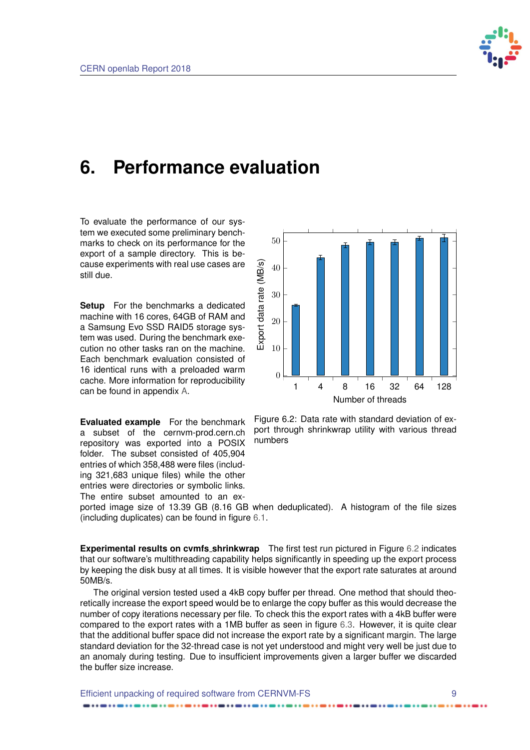# 6. Performance evaluation

To evaluate the performance of our system we executed some preliminary benchmarks to check on its performance for the export of a sample directory. This is because experiments with real use cases are still due.

**Setup** For the benchmarks a dedicated machine with 16 cores, 64GB of RAM and a Samsung Evo SSD RAID5 storage system was used. During the benchmark execution no other tasks ran on the machine. Each benchmark evaluation consisted of 16 identical runs with a preloaded warm cache. More information for reproducibility can be found in appendix A.

Figure 6.2: Data rate with standard deviation of export through shrinkwrap utility with various thread numbers

**Evaluated example** For the benchmark a subset of the cernvm-prod.cern.ch repository was exported into a POSIX folder. The subset consisted of 405,904 entries of which 358,488 were files (including 321,683 unique files) while the other entries were directories or symbolic links. The entire subset amounted to an exported image size of 13.39 GB (8.16 GB when deduplicated). A histogram of the file sizes (including duplicates) can be found in figure 6.1.

**Experimental results on cvmfs_shrinkwrap** The first test run pictured in Figure 6.2 indicates that our software's multithreading capability helps significantly in speeding up the export process by keeping the disk busy at all times. It is visible however that the export rate saturates at around 50MB/s.

The original version tested used a 4kB copy buffer per thread. One method that should theoretically increase the export speed would be to enlarge the copy buffer as this would decrease the number of copy iterations necessary per file. To check this the export rates with a 4kB buffer were compared to the export rates with a 1MB buffer as seen in figure 6.3. However, it is quite clear that the additional buffer space did not increase the export rate by a significant margin. The large standard deviation for the 32-thread case is not yet understood and might very well be just due to an anomaly during testing. Due to insufficient improvements given a larger buffer we discarded the buffer size increase.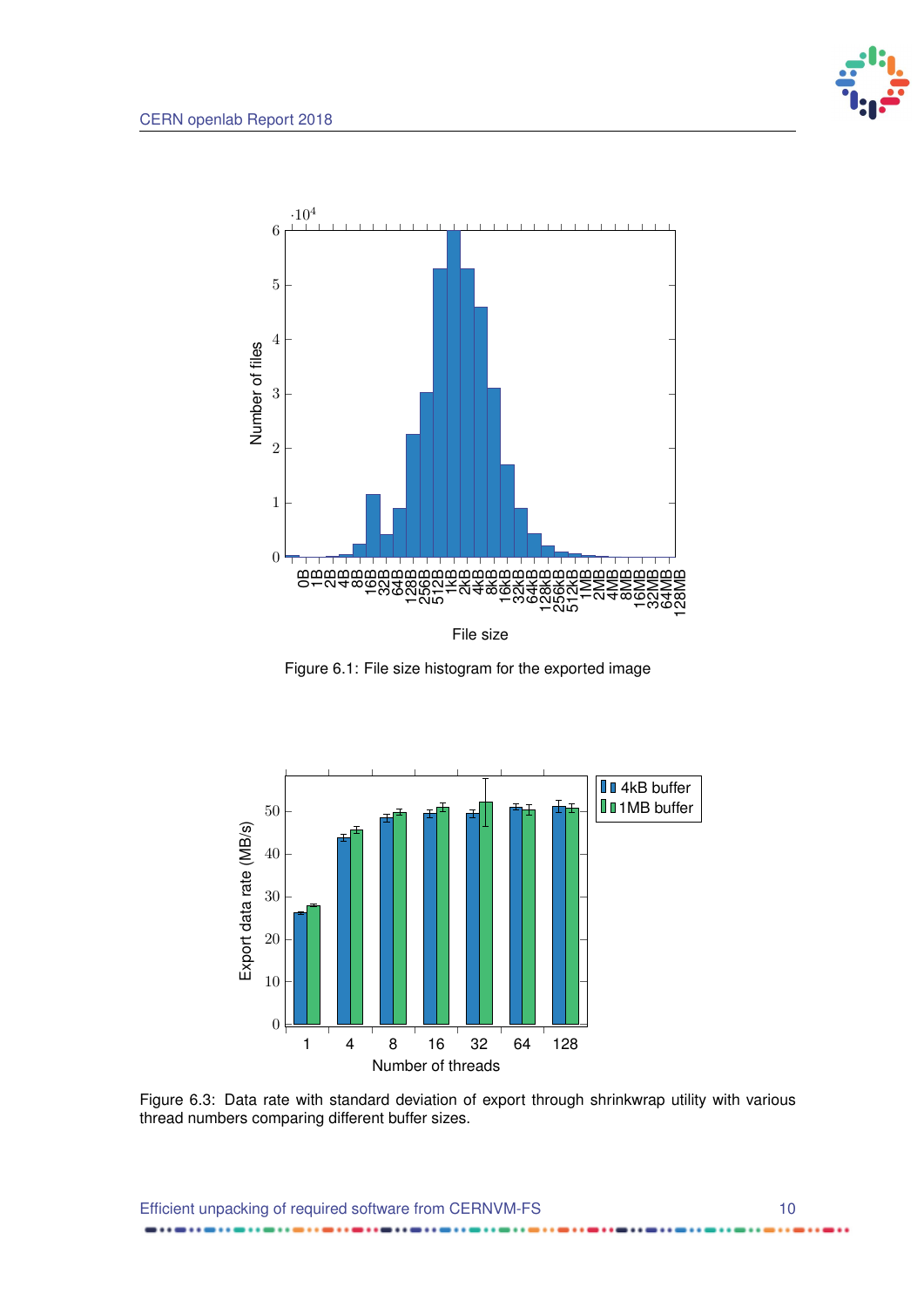Figure 6.1: File size histogram for the exported image

Figure 6.3: Data rate with standard deviation of export through shrinkwrap utility with various thread numbers comparing different buffer sizes.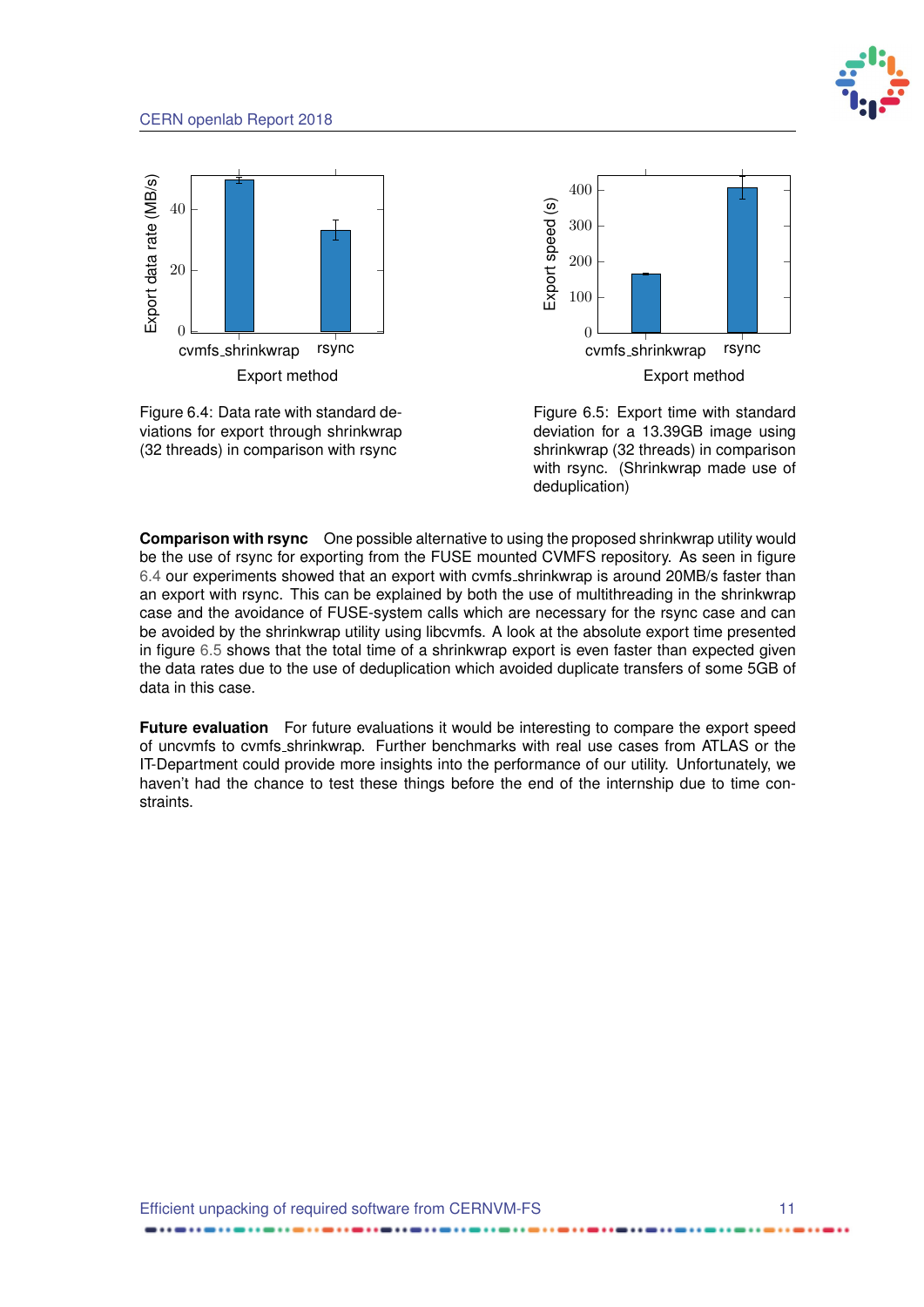Figure 6.4: Data rate with standard deviations for export through shrinkwrap (32 threads) in comparison with rsync

Figure 6.5: Export time with standard deviation for a 13.39GB image using shrinkwrap (32 threads) in comparison with rsync. (Shrinkwrap made use of deduplication)

**Comparison with rsync** One possible alternative to using the proposed shrinkwrap utility would be the use of rsync for exporting from the FUSE mounted CVMFS repository. As seen in figure 6.4 our experiments showed that an export with cvmfs_shrinkwrap is around 20MB/s faster than an export with rsync. This can be explained by both the use of multithreading in the shrinkwrap case and the avoidance of FUSE-system calls which are necessary for the rsync case and can be avoided by the shrinkwrap utility using libcvmfs. A look at the absolute export time presented in figure 6.5 shows that the total time of a shrinkwrap export is even faster than expected given the data rates due to the use of deduplication which avoided duplicate transfers of some 5GB of data in this case.

**Future evaluation** For future evaluations it would be interesting to compare the export speed of uncvmfs to cvmfs_shrinkwrap. Further benchmarks with real use cases from ATLAS or the IT-Department could provide more insights into the performance of our utility. Unfortunately, we haven't had the chance to test these things before the end of the internship due to time constraints.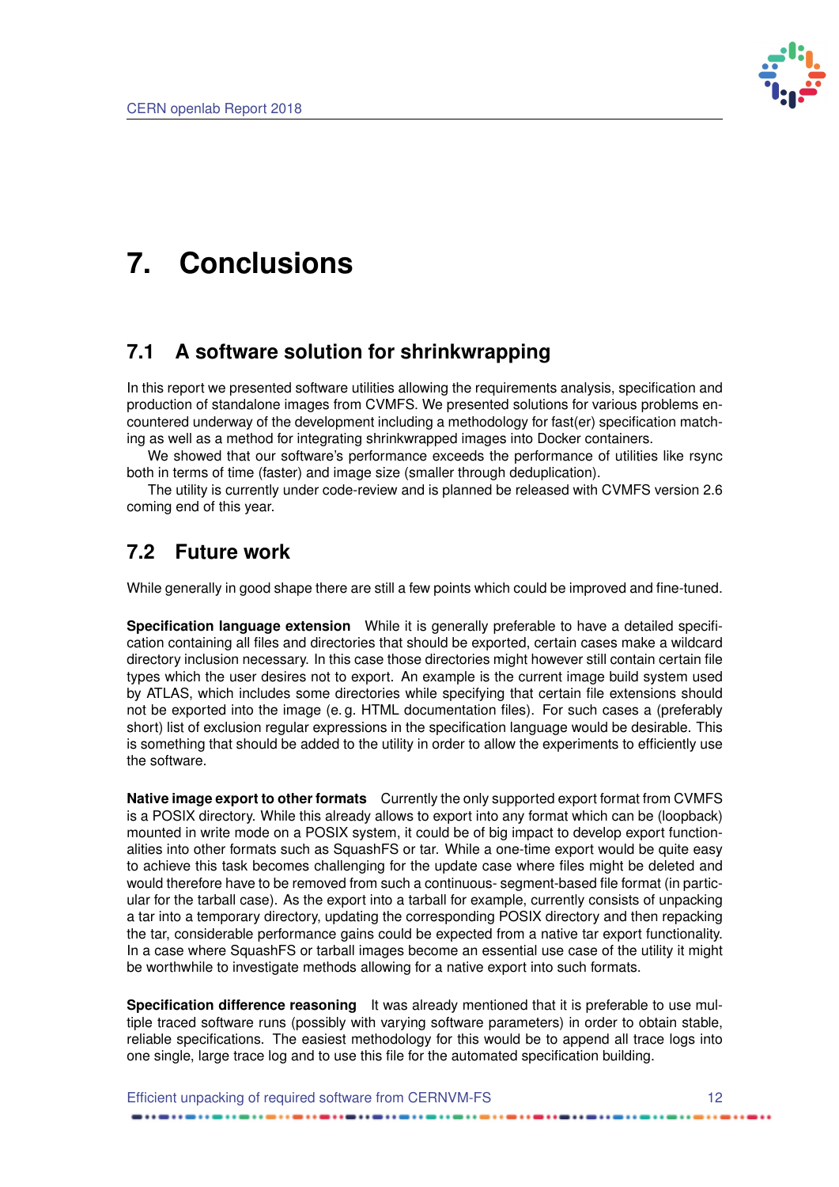# 7. Conclusions

## 7.1 A software solution for shrinkwrapping

In this report we presented software utilities allowing the requirements analysis, specification and production of standalone images from CVMFS. We presented solutions for various problems encountered underway of the development including a methodology for fast(er) specification matching as well as a method for integrating shrinkwrapped images into Docker containers.

We showed that our software's performance exceeds the performance of utilities like rsync both in terms of time (faster) and image size (smaller through deduplication).

The utility is currently under code-review and is planned be released with CVMFS version 2.6 coming end of this year.

## 7.2 Future work

While generally in good shape there are still a few points which could be improved and fine-tuned.

**Specification language extension** While it is generally preferable to have a detailed specification containing all files and directories that should be exported, certain cases make a wildcard directory inclusion necessary. In this case those directories might however still contain certain file types which the user desires not to export. An example is the current image build system used by ATLAS, which includes some directories while specifying that certain file extensions should not be exported into the image (e. g. HTML documentation files). For such cases a (preferably short) list of exclusion regular expressions in the specification language would be desirable. This is something that should be added to the utility in order to allow the experiments to efficiently use the software.

**Native image export to other formats** Currently the only supported export format from CVMFS is a POSIX directory. While this already allows to export into any format which can be (loopback) mounted in write mode on a POSIX system, it could be of big impact to develop export functionalities into other formats such as SquashFS or tar. While a one-time export would be quite easy to achieve this task becomes challenging for the update case where files might be deleted and would therefore have to be removed from such a continuous- segment-based file format (in particular for the tarball case). As the export into a tarball for example, currently consists of unpacking a tar into a temporary directory, updating the corresponding POSIX directory and then repacking the tar, considerable performance gains could be expected from a native tar export functionality. In a case where SquashFS or tarball images become an essential use case of the utility it might be worthwhile to investigate methods allowing for a native export into such formats.

**Specification difference reasoning** It was already mentioned that it is preferable to use multiple traced software runs (possibly with varying software parameters) in order to obtain stable, reliable specifications. The easiest methodology for this would be to append all trace logs into one single, large trace log and to use this file for the automated specification building.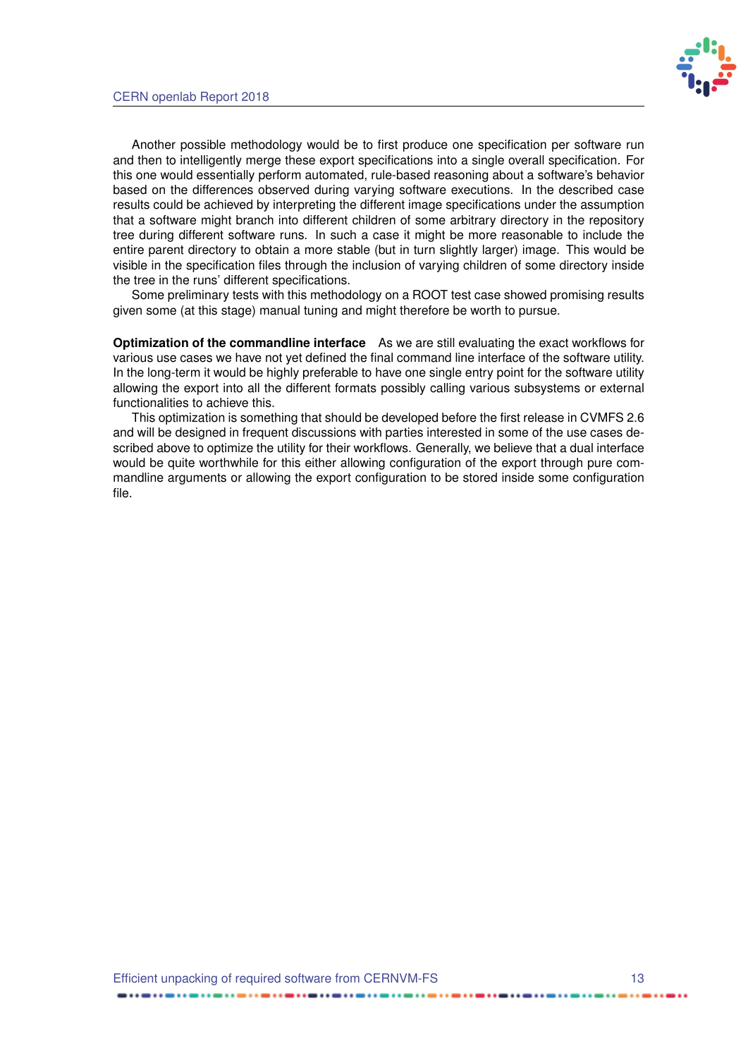Another possible methodology would be to first produce one specification per software run and then to intelligently merge these export specifications into a single overall specification. For this one would essentially perform automated, rule-based reasoning about a software's behavior based on the differences observed during varying software executions. In the described case results could be achieved by interpreting the different image specifications under the assumption that a software might branch into different children of some arbitrary directory in the repository tree during different software runs. In such a case it might be more reasonable to include the entire parent directory to obtain a more stable (but in turn slightly larger) image. This would be visible in the specification files through the inclusion of varying children of some directory inside the tree in the runs' different specifications.

Some preliminary tests with this methodology on a ROOT test case showed promising results given some (at this stage) manual tuning and might therefore be worth to pursue.

**Optimization of the commandline interface** As we are still evaluating the exact workflows for various use cases we have not yet defined the final command line interface of the software utility. In the long-term it would be highly preferable to have one single entry point for the software utility allowing the export into all the different formats possibly calling various subsystems or external functionalities to achieve this.

This optimization is something that should be developed before the first release in CVMFS 2.6 and will be designed in frequent discussions with parties interested in some of the use cases described above to optimize the utility for their workflows. Generally, we believe that a dual interface would be quite worthwhile for this either allowing configuration of the export through pure commandline arguments or allowing the export configuration to be stored inside some configuration file.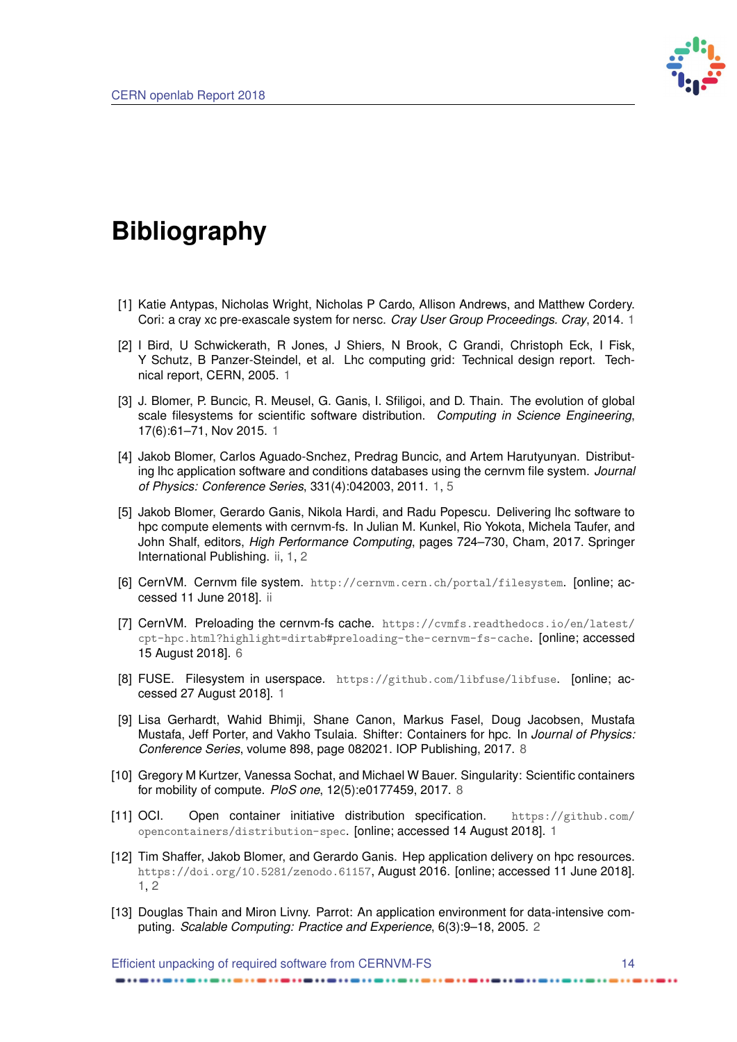# Bibliography

[1] Katie Antypas, Nicholas Wright, Nicholas P Cardo, Allison Andrews, and Matthew Cordery. Cori: a cray xc pre-exascale system for nersc. *Cray User Group Proceedings. Cray*, 2014. 1

[2] I Bird, U Schwickerath, R Jones, J Shiers, N Brook, C Grandi, Christoph Eck, I Fisk, Y Schutz, B Panzer-Steindel, et al. Lhc computing grid: Technical design report. Technical report, CERN, 2005. 1

[3] J. Blomer, P. Buncic, R. Meusel, G. Ganis, I. Sfiligoi, and D. Thain. The evolution of global scale filesystems for scientific software distribution. *Computing in Science Engineering*, 17(6):61–71, Nov 2015. 1

[4] Jakob Blomer, Carlos Aguado-Snchez, Predrag Buncic, and Artem Harutyunyan. Distributing lhc application software and conditions databases using the cernvm file system. *Journal of Physics: Conference Series*, 331(4):042003, 2011. 1, 5

[5] Jakob Blomer, Gerardo Ganis, Nikola Hardi, and Radu Popescu. Delivering lhc software to hpc compute elements with cernvm-fs. In Julian M. Kunkel, Rio Yokota, Michela Taufer, and John Shalf, editors, *High Performance Computing*, pages 724–730, Cham, 2017. Springer International Publishing. ii, 1, 2

[6] CernVM. Cernvm file system. `http://cernvm.cern.ch/portal/filesystem`. [online; accessed 11 June 2018]. ii

[7] CernVM. Preloading the cernvm-fs cache. `https://cvmfs.readthedocs.io/en/latest/cpt-hpc.html?highlight=dirtab#preloading-the-cernvm-fs-cache`. [online; accessed 15 August 2018]. 6

[8] FUSE. Filesystem in userspace. `https://github.com/libfuse/libfuse`. [online; accessed 27 August 2018]. 1

[9] Lisa Gerhardt, Wahid Bhimji, Shane Canon, Markus Fasel, Doug Jacobsen, Mustafa Mustafa, Jeff Porter, and Vakho Tsulaia. Shifter: Containers for hpc. In *Journal of Physics: Conference Series*, volume 898, page 082021. IOP Publishing, 2017. 8

[10] Gregory M Kurtzer, Vanessa Sochat, and Michael W Bauer. Singularity: Scientific containers for mobility of compute. *PloS one*, 12(5):e0177459, 2017. 8

[11] OCI. Open container initiative distribution specification. `https://github.com/opencontainers/distribution-spec`. [online; accessed 14 August 2018]. 1

[12] Tim Shaffer, Jakob Blomer, and Gerardo Ganis. Hep application delivery on hpc resources. `https://doi.org/10.5281/zenodo.61157`, August 2016. [online; accessed 11 June 2018]. 1, 2

[13] Douglas Thain and Miron Livny. Parrot: An application environment for data-intensive computing. *Scalable Computing: Practice and Experience*, 6(3):9–18, 2005. 2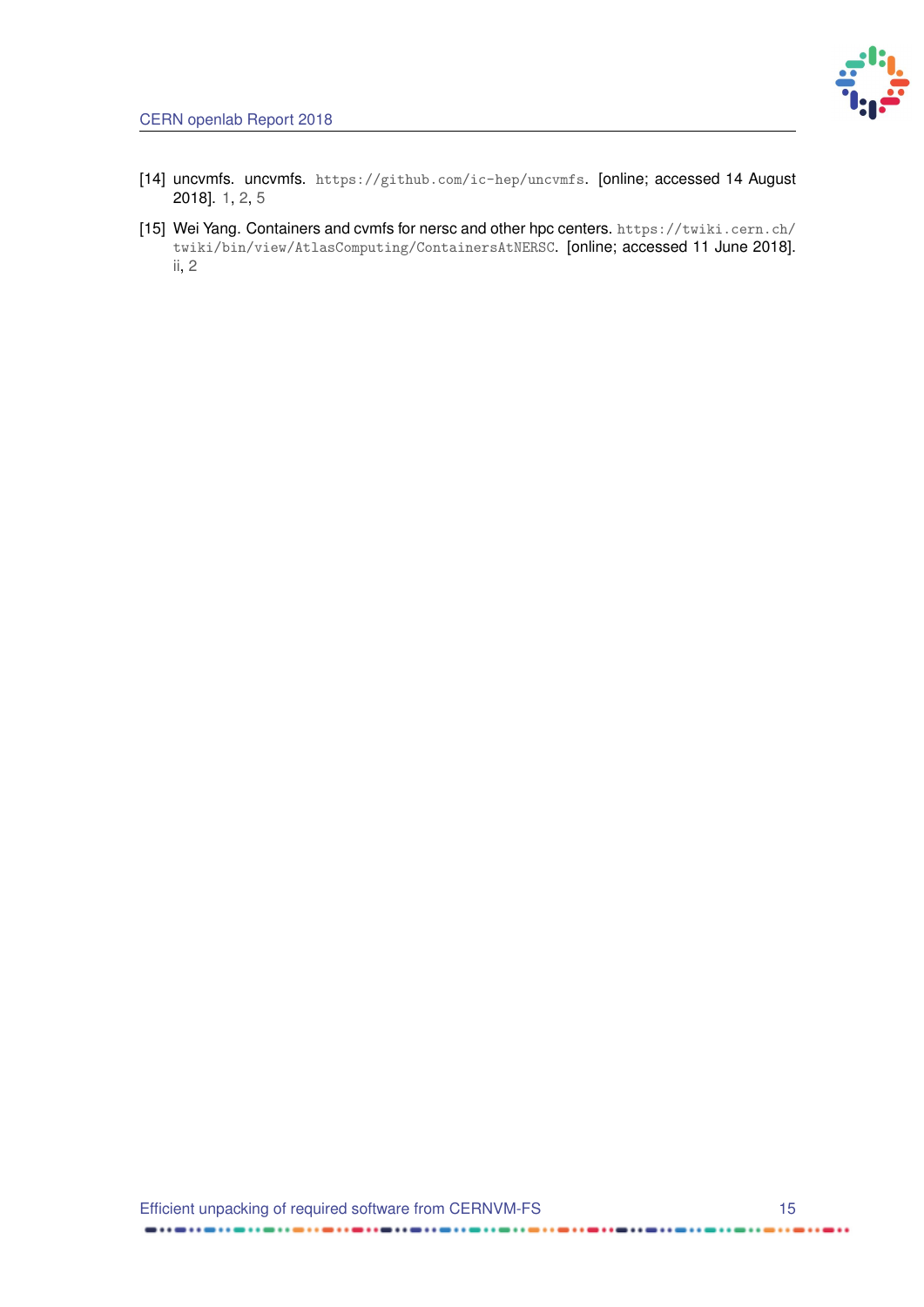[14] uncvmfs. uncvmfs. https://github.com/ic-hep/uncvmfs. [online; accessed 14 August 2018]. 1, 2, 5

[15] Wei Yang. Containers and cvmfs for nersc and other hpc centers. https://twiki.cern.ch/twiki/bin/view/AtlasComputing/ContainersAtNERSC. [online; accessed 11 June 2018]. ii, 2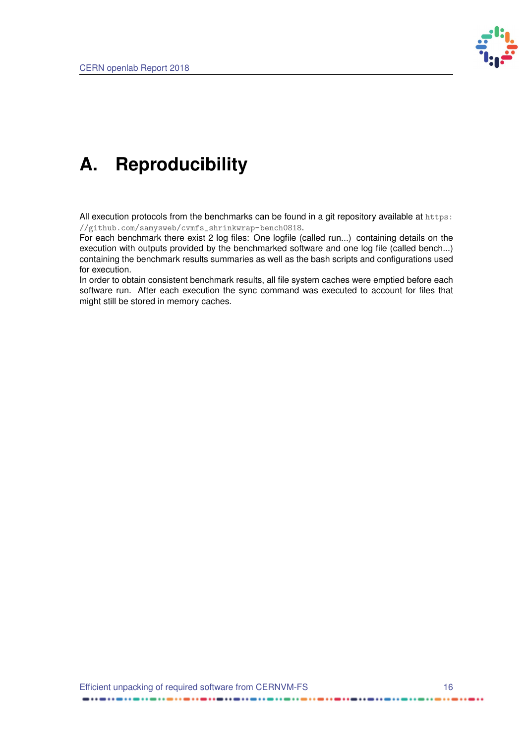# A. Reproducibility

All execution protocols from the benchmarks can be found in a git repository available at https://github.com/samysweb/cvmfs_shrinkwrap-bench0818.
For each benchmark there exist 2 log files: One logfile (called run...) containing details on the execution with outputs provided by the benchmarked software and one log file (called bench...) containing the benchmark results summaries as well as the bash scripts and configurations used for execution.
In order to obtain consistent benchmark results, all file system caches were emptied before each software run. After each execution the sync command was executed to account for files that might still be stored in memory caches.